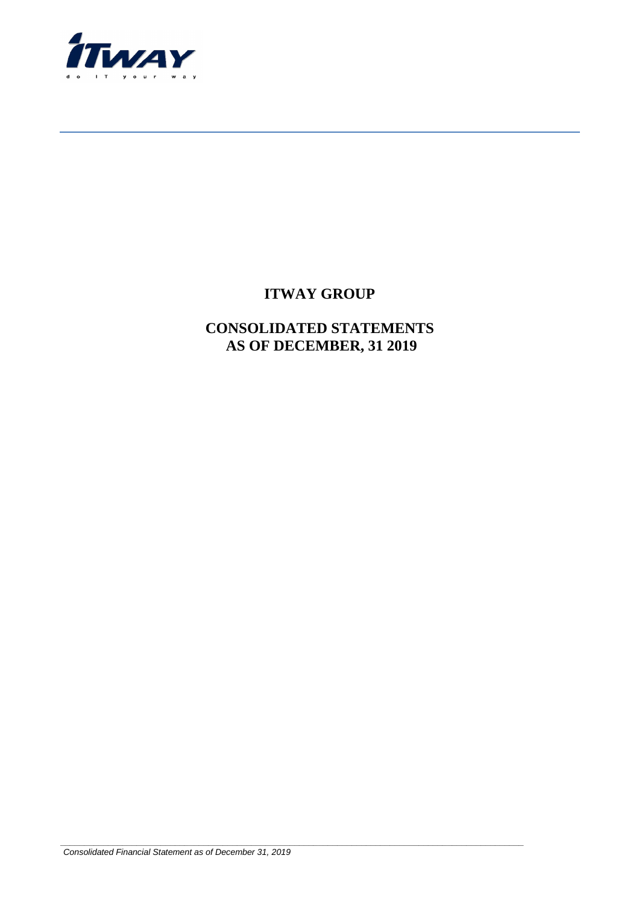# ITWAY GROUP

## CONSOLIDATED STATEMENTS AS OF DECEMBER, 31 2019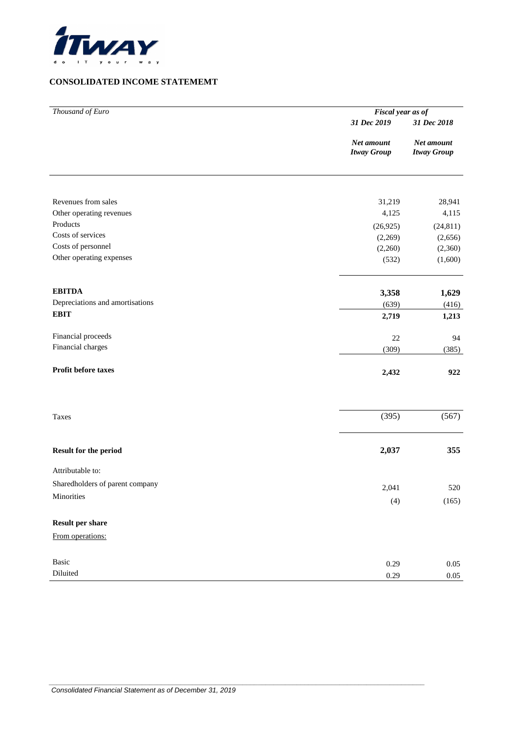## CONSOLIDATED INCOME STATEMEMT

| *Thousand of Euro* | *Fiscal year as of* | |
|---|---|---|
| | ***31 Dec 2019*** | ***31 Dec 2018*** |
| | ***Net amount Itway Group*** | ***Net amount Itway Group*** |
| Revenues from sales | 31,219 | 28,941 |
| Other operating revenues | 4,125 | 4,115 |
| Products | (26,925) | (24,811) |
| Costs of services | (2,269) | (2,656) |
| Costs of personnel | (2,260) | (2,360) |
| Other operating expenses | (532) | (1,600) |
| **EBITDA** | **3,358** | **1,629** |
| Depreciations and amortisations | (639) | (416) |
| **EBIT** | **2,719** | **1,213** |
| Financial proceeds | 22 | 94 |
| Financial charges | (309) | (385) |
| **Profit before taxes** | **2,432** | **922** |
| Taxes | (395) | (567) |
| **Result for the period** | **2,037** | **355** |
| Attributable to: | | |
| Sharedholders of parent company | 2,041 | 520 |
| Minorities | (4) | (165) |
| **Result per share** | | |
| From operations: | | |
| Basic | 0.29 | 0.05 |
| Diluted | 0.29 | 0.05 |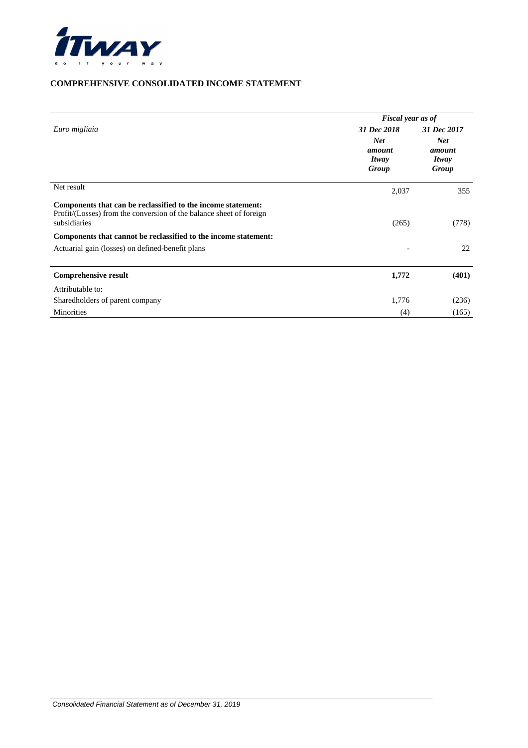## COMPREHENSIVE CONSOLIDATED INCOME STATEMENT

| *Euro migliaia* | *Fiscal year as of* | |
|---|---|---|
| | ***31 Dec 2018*** | ***31 Dec 2017*** |
| | ***Net amount Itway Group*** | ***Net amount Itway Group*** |
| Net result | 2,037 | 355 |
| **Components that can be reclassified to the income statement:** | | |
| Profit/(Losses) from the conversion of the balance sheet of foreign subsidiaries | (265) | (778) |
| **Components that cannot be reclassified to the income statement:** | | |
| Actuarial gain (losses) on defined-benefit plans | - | 22 |
| **Comprehensive result** | **1,772** | **(401)** |
| Attributable to: | | |
| Sharedholders of parent company | 1,776 | (236) |
| Minorities | (4) | (165) |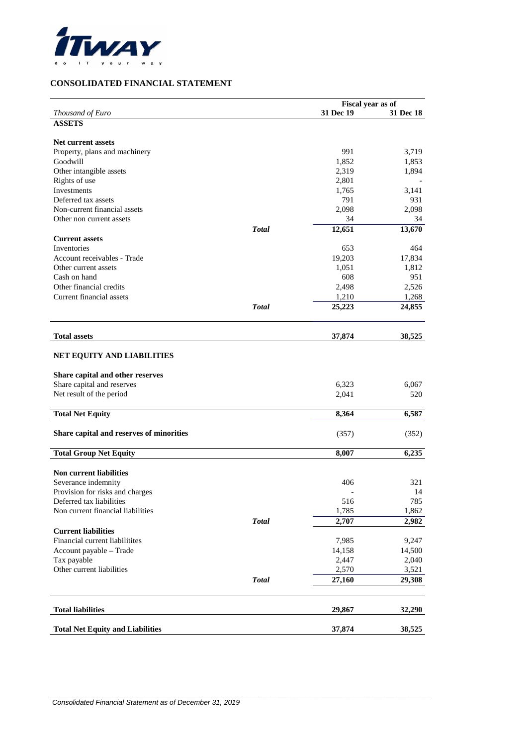## CONSOLIDATED FINANCIAL STATEMENT

| *Thousand of Euro* | | Fiscal year as of 31 Dec 19 | 31 Dec 18 |
|---|---|---|---|
| **ASSETS** | | | |
| **Net current assets** | | | |
| Property, plans and machinery | | 991 | 3,719 |
| Goodwill | | 1,852 | 1,853 |
| Other intangible assets | | 2,319 | 1,894 |
| Rights of use | | 2,801 | - |
| Investments | | 1,765 | 3,141 |
| Deferred tax assets | | 791 | 931 |
| Non-current financial assets | | 2,098 | 2,098 |
| Other non current assets | | 34 | 34 |
| | ***Total*** | **12,651** | **13,670** |
| **Current assets** | | | |
| Inventories | | 653 | 464 |
| Account receivables - Trade | | 19,203 | 17,834 |
| Other current assets | | 1,051 | 1,812 |
| Cash on hand | | 608 | 951 |
| Other financial credits | | 2,498 | 2,526 |
| Current financial assets | | 1,210 | 1,268 |
| | ***Total*** | **25,223** | **24,855** |
| **Total assets** | | **37,874** | **38,525** |
| **NET EQUITY AND LIABILITIES** | | | |
| **Share capital and other reserves** | | | |
| Share capital and reserves | | 6,323 | 6,067 |
| Net result of the period | | 2,041 | 520 |
| **Total Net Equity** | | **8,364** | **6,587** |
| **Share capital and reserves of minorities** | | (357) | (352) |
| **Total Group Net Equity** | | **8,007** | **6,235** |
| **Non current liabilities** | | | |
| Severance indemnity | | 406 | 321 |
| Provision for risks and charges | | - | 14 |
| Deferred tax liabilities | | 516 | 785 |
| Non current financial liabilities | | 1,785 | 1,862 |
| | ***Total*** | **2,707** | **2,982** |
| **Current liabilities** | | | |
| Financial current liabilitites | | 7,985 | 9,247 |
| Account payable – Trade | | 14,158 | 14,500 |
| Tax payable | | 2,447 | 2,040 |
| Other current liabilities | | 2,570 | 3,521 |
| | ***Total*** | **27,160** | **29,308** |
| **Total liabilities** | | **29,867** | **32,290** |
| **Total Net Equity and Liabilities** | | **37,874** | **38,525** |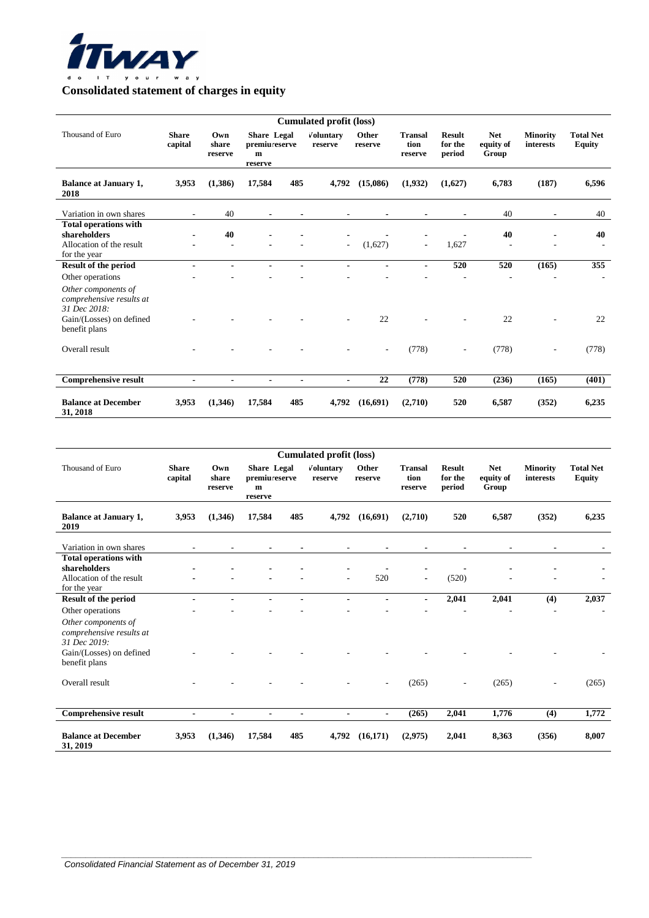# Consolidated statement of charges in equity

| Thousand of Euro | Share capital | Own share reserve | Share premium reserve | Legal reserve | Cumulated profit (loss) Voluntary reserve | Other reserve | Transaltion reserve | Result for the period | Net equity of Group | Minority interests | Total Net Equity |
|---|---|---|---|---|---|---|---|---|---|---|---|
| **Balance at January 1, 2018** | **3,953** | **(1,386)** | **17,584** | **485** | **4,792** | **(15,086)** | **(1,932)** | **(1,627)** | **6,783** | **(187)** | **6,596** |
| Variation in own shares | - | 40 | - | - | - | - | - | - | 40 | - | 40 |
| **Total operations with shareholders** | **-** | **40** | **-** | **-** | **-** | **-** | **-** | **-** | **40** | **-** | **40** |
| Allocation of the result for the year | - | - | - | - | - | (1,627) | - | 1,627 | - | - | - |
| **Result of the period** | **-** | **-** | **-** | **-** | **-** | **-** | **-** | **520** | **520** | **(165)** | **355** |
| Other operations | - | - | - | - | - | - | - | - | - | - | - |
| *Other components of comprehensive results at 31 Dec 2018:* | | | | | | | | | | | |
| Gain/(Losses) on defined benefit plans | - | - | - | - | - | 22 | - | - | 22 | - | 22 |
| Overall result | - | - | - | - | - | - | (778) | - | (778) | - | (778) |
| **Comprehensive result** | **-** | **-** | **-** | **-** | **-** | **22** | **(778)** | **520** | **(236)** | **(165)** | **(401)** |
| **Balance at December 31, 2018** | **3,953** | **(1,346)** | **17,584** | **485** | **4,792** | **(16,691)** | **(2,710)** | **520** | **6,587** | **(352)** | **6,235** |

| Thousand of Euro | Share capital | Own share reserve | Share premium reserve | Legal reserve | Cumulated profit (loss) Voluntary reserve | Other reserve | Transaltion reserve | Result for the period | Net equity of Group | Minority interests | Total Net Equity |
|---|---|---|---|---|---|---|---|---|---|---|---|
| **Balance at January 1, 2019** | **3,953** | **(1,346)** | **17,584** | **485** | **4,792** | **(16,691)** | **(2,710)** | **520** | **6,587** | **(352)** | **6,235** |
| Variation in own shares | - | - | - | - | - | - | - | - | - | - | - |
| **Total operations with shareholders** | **-** | **-** | **-** | **-** | **-** | **-** | **-** | **-** | **-** | **-** | **-** |
| Allocation of the result for the year | - | - | - | - | - | 520 | - | (520) | - | - | - |
| **Result of the period** | **-** | **-** | **-** | **-** | **-** | **-** | **-** | **2,041** | **2,041** | **(4)** | **2,037** |
| Other operations | - | - | - | - | - | - | - | - | - | - | - |
| *Other components of comprehensive results at 31 Dec 2019:* | | | | | | | | | | | |
| Gain/(Losses) on defined benefit plans | - | - | - | - | - | - | - | - | - | - | - |
| Overall result | - | - | - | - | - | - | (265) | - | (265) | - | (265) |
| **Comprehensive result** | **-** | **-** | **-** | **-** | **-** | **-** | **(265)** | **2,041** | **1,776** | **(4)** | **1,772** |
| **Balance at December 31, 2019** | **3,953** | **(1,346)** | **17,584** | **485** | **4,792** | **(16,171)** | **(2,975)** | **2,041** | **8,363** | **(356)** | **8,007** |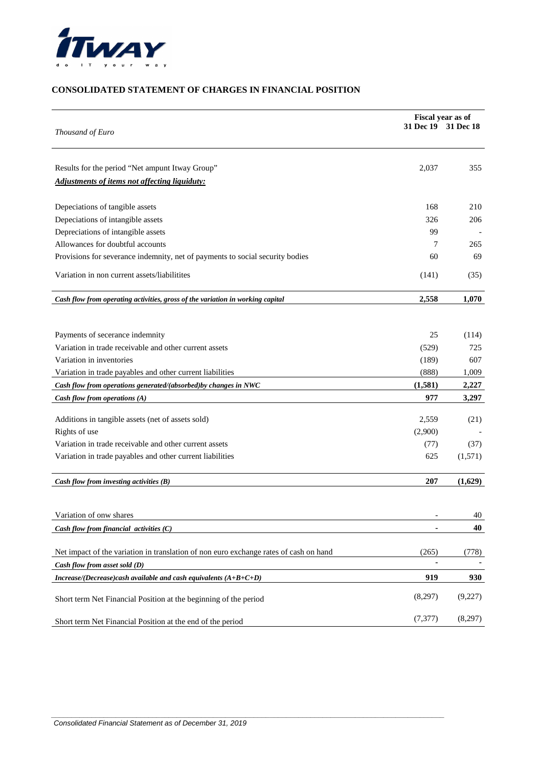## CONSOLIDATED STATEMENT OF CHARGES IN FINANCIAL POSITION

| *Thousand of Euro* | **Fiscal year as of 31 Dec 19** | **31 Dec 18** |
|---|---|---|
| Results for the period "Net ampunt Itway Group" | 2,037 | 355 |
| ***Adjustments of items not affecting liguiduty:*** | | |
| Depeciations of tangible assets | 168 | 210 |
| Depeciations of intangible assets | 326 | 206 |
| Depreciations of intangible assets | 99 | - |
| Allowances for doubtful accounts | 7 | 265 |
| Provisions for severance indemnity, net of payments to social security bodies | 60 | 69 |
| Variation in non current assets/liabilitites | (141) | (35) |
| ***Cash flow from operating activities, gross of the variation in working capital*** | **2,558** | **1,070** |
| Payments of secerance indemnity | 25 | (114) |
| Variation in trade receivable and other current assets | (529) | 725 |
| Variation in inventories | (189) | 607 |
| Variation in trade payables and other current liabilities | (888) | 1,009 |
| ***Cash flow from operations generated/(absorbed)by changes in NWC*** | **(1,581)** | **2,227** |
| ***Cash flow from operations (A)*** | **977** | **3,297** |
| Additions in tangible assets (net of assets sold) | 2,559 | (21) |
| Rights of use | (2,900) | - |
| Variation in trade receivable and other current assets | (77) | (37) |
| Variation in trade payables and other current liabilities | 625 | (1,571) |
| ***Cash flow from investing activities (B)*** | **207** | **(1,629)** |
| Variation of onw shares | - | 40 |
| ***Cash flow from financial activities (C)*** | **-** | **40** |
| Net impact of the variation in translation of non euro exchange rates of cash on hand | (265) | (778) |
| ***Cash flow from asset sold (D)*** | **-** | **-** |
| ***Increase/(Decrease)cash available and cash equivalents (A+B+C+D)*** | **919** | **930** |
| Short term Net Financial Position at the beginning of the period | (8,297) | (9,227) |
| Short term Net Financial Position at the end of the period | (7,377) | (8,297) |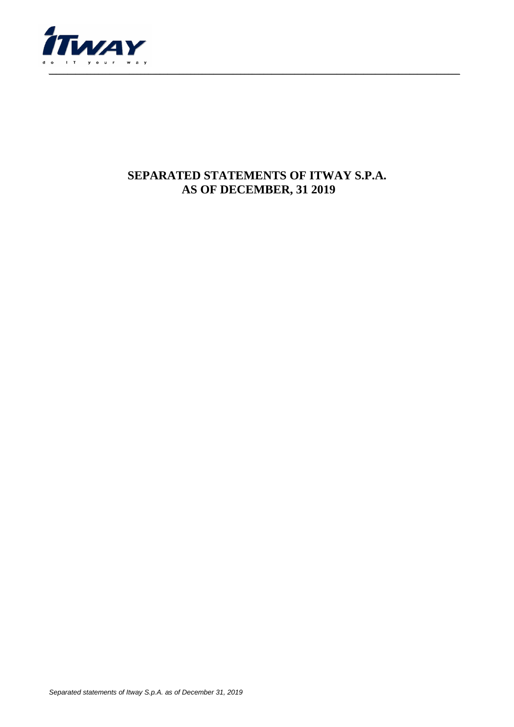# SEPARATED STATEMENTS OF ITWAY S.P.A.
# AS OF DECEMBER, 31 2019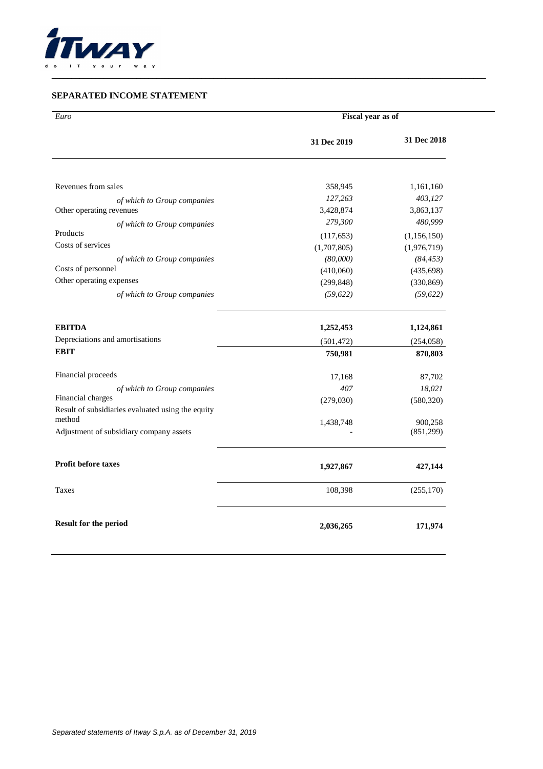## SEPARATED INCOME STATEMENT

| *Euro* | Fiscal year as of | |
|---|---|---|
| | **31 Dec 2019** | **31 Dec 2018** |
| Revenues from sales | 358,945 | 1,161,160 |
| *of which to Group companies* | *127,263* | *403,127* |
| Other operating revenues | 3,428,874 | 3,863,137 |
| *of which to Group companies* | *279,300* | *480,999* |
| Products | (117,653) | (1,156,150) |
| Costs of services | (1,707,805) | (1,976,719) |
| *of which to Group companies* | *(80,000)* | *(84,453)* |
| Costs of personnel | (410,060) | (435,698) |
| Other operating expenses | (299,848) | (330,869) |
| *of which to Group companies* | *(59,622)* | *(59,622)* |
| **EBITDA** | **1,252,453** | **1,124,861** |
| Depreciations and amortisations | (501,472) | (254,058) |
| **EBIT** | **750,981** | **870,803** |
| Financial proceeds | 17,168 | 87,702 |
| *of which to Group companies* | *407* | *18,021* |
| Financial charges | (279,030) | (580,320) |
| Result of subsidiaries evaluated using the equity method | 1,438,748 | 900,258 |
| Adjustment of subsidiary company assets | - | (851,299) |
| **Profit before taxes** | **1,927,867** | **427,144** |
| Taxes | 108,398 | (255,170) |
| **Result for the period** | **2,036,265** | **171,974** |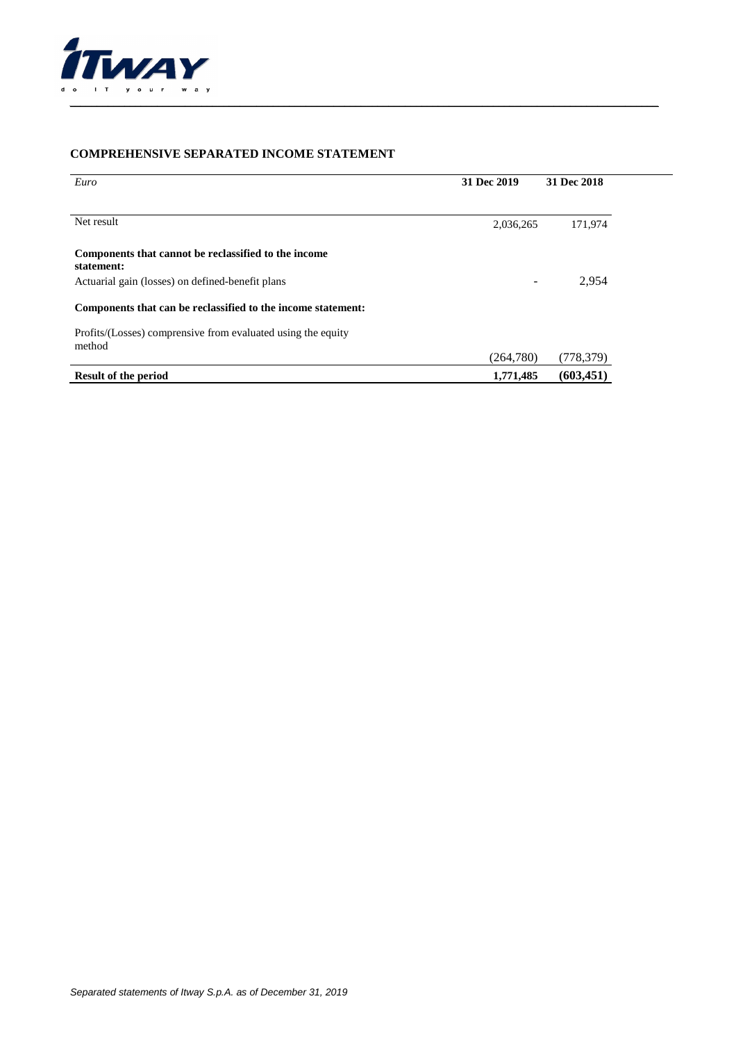## COMPREHENSIVE SEPARATED INCOME STATEMENT

| *Euro* | **31 Dec 2019** | **31 Dec 2018** |
|---|---|---|
| Net result | 2,036,265 | 171,974 |
| **Components that cannot be reclassified to the income statement:** | | |
| Actuarial gain (losses) on defined-benefit plans | - | 2,954 |
| **Components that can be reclassified to the income statement:** | | |
| Profits/(Losses) comprensive from evaluated using the equity method | (264,780) | (778,379) |
| **Result of the period** | **1,771,485** | **(603,451)** |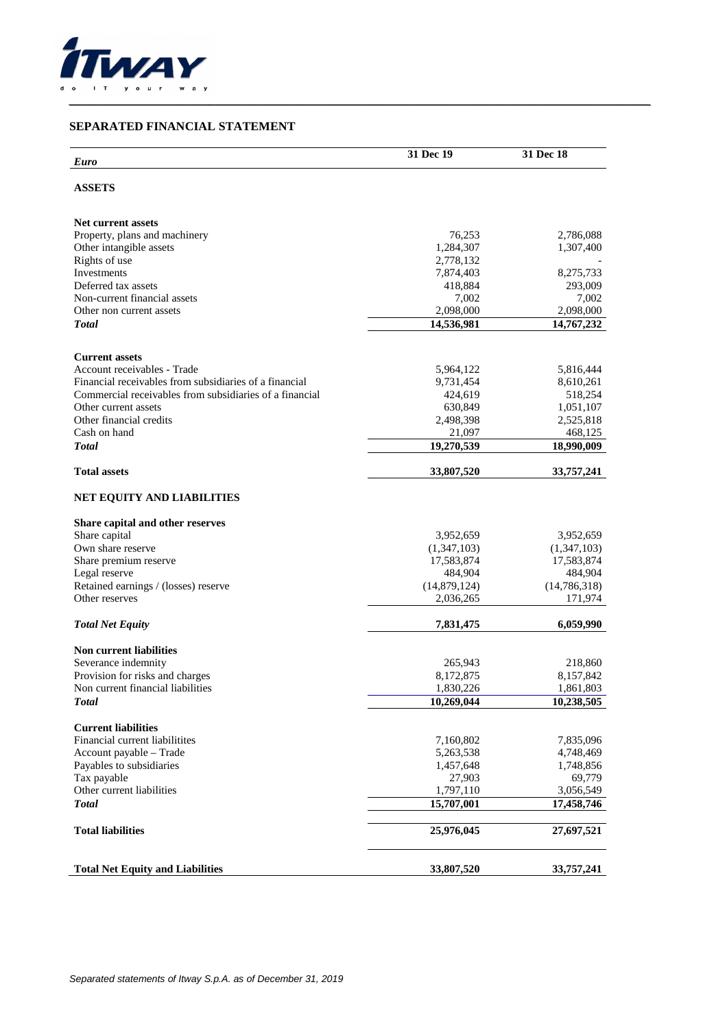## SEPARATED FINANCIAL STATEMENT

| *Euro* | 31 Dec 19 | 31 Dec 18 |
|---|---|---|
| **ASSETS** | | |
| **Net current assets** | | |
| Property, plans and machinery | 76,253 | 2,786,088 |
| Other intangible assets | 1,284,307 | 1,307,400 |
| Rights of use | 2,778,132 | - |
| Investments | 7,874,403 | 8,275,733 |
| Deferred tax assets | 418,884 | 293,009 |
| Non-current financial assets | 7,002 | 7,002 |
| Other non current assets | 2,098,000 | 2,098,000 |
| ***Total*** | **14,536,981** | **14,767,232** |
| **Current assets** | | |
| Account receivables - Trade | 5,964,122 | 5,816,444 |
| Financial receivables from subsidiaries of a financial | 9,731,454 | 8,610,261 |
| Commercial receivables from subsidiaries of a financial | 424,619 | 518,254 |
| Other current assets | 630,849 | 1,051,107 |
| Other financial credits | 2,498,398 | 2,525,818 |
| Cash on hand | 21,097 | 468,125 |
| ***Total*** | **19,270,539** | **18,990,009** |
| **Total assets** | **33,807,520** | **33,757,241** |
| **NET EQUITY AND LIABILITIES** | | |
| **Share capital and other reserves** | | |
| Share capital | 3,952,659 | 3,952,659 |
| Own share reserve | (1,347,103) | (1,347,103) |
| Share premium reserve | 17,583,874 | 17,583,874 |
| Legal reserve | 484,904 | 484,904 |
| Retained earnings / (losses) reserve | (14,879,124) | (14,786,318) |
| Other reserves | 2,036,265 | 171,974 |
| ***Total Net Equity*** | **7,831,475** | **6,059,990** |
| **Non current liabilities** | | |
| Severance indemnity | 265,943 | 218,860 |
| Provision for risks and charges | 8,172,875 | 8,157,842 |
| Non current financial liabilities | 1,830,226 | 1,861,803 |
| ***Total*** | **10,269,044** | **10,238,505** |
| **Current liabilities** | | |
| Financial current liabilitites | 7,160,802 | 7,835,096 |
| Account payable – Trade | 5,263,538 | 4,748,469 |
| Payables to subsidiaries | 1,457,648 | 1,748,856 |
| Tax payable | 27,903 | 69,779 |
| Other current liabilities | 1,797,110 | 3,056,549 |
| ***Total*** | **15,707,001** | **17,458,746** |
| **Total liabilities** | **25,976,045** | **27,697,521** |
| **Total Net Equity and Liabilities** | **33,807,520** | **33,757,241** |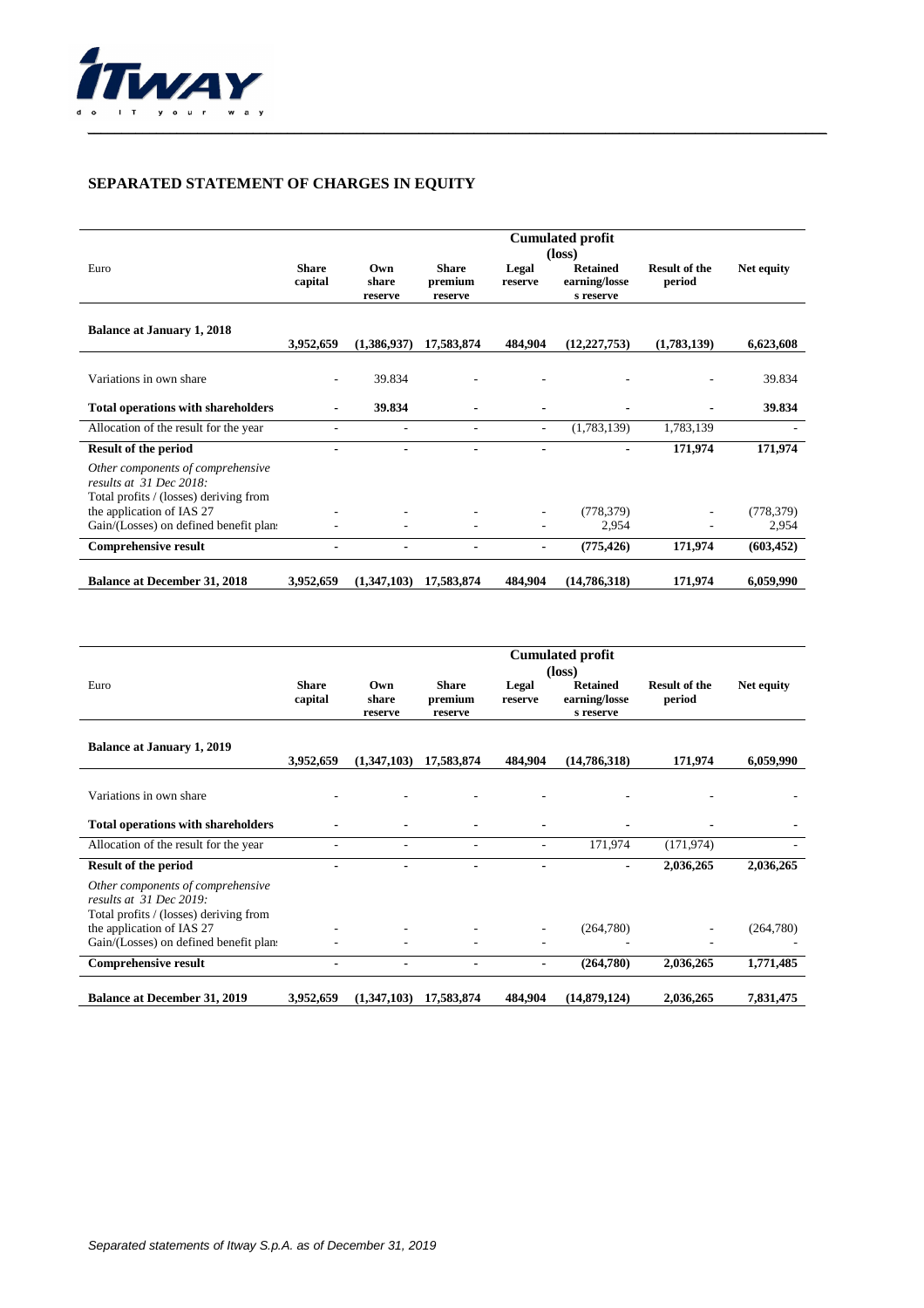## SEPARATED STATEMENT OF CHARGES IN EQUITY

| Euro | Share capital | Own share reserve | Share premium reserve | Legal reserve | Cumulated profit (loss) Retained earning/losses reserve | Result of the period | Net equity |
|---|---|---|---|---|---|---|---|
| **Balance at January 1, 2018** | **3,952,659** | **(1,386,937)** | **17,583,874** | **484,904** | **(12,227,753)** | **(1,783,139)** | **6,623,608** |
| Variations in own share | - | 39.834 | - | - | - | - | 39.834 |
| **Total operations with shareholders** | **-** | **39.834** | **-** | **-** | **-** | **-** | **39.834** |
| Allocation of the result for the year | - | - | - | - | (1,783,139) | 1,783,139 | - |
| **Result of the period** | **-** | **-** | **-** | **-** | **-** | **171,974** | **171,974** |
| *Other components of comprehensive results at 31 Dec 2018:* | | | | | | | |
| Total profits / (losses) deriving from the application of IAS 27 | - | - | - | - | (778,379) | - | (778,379) |
| Gain/(Losses) on defined benefit plans | - | - | - | - | 2,954 | - | 2,954 |
| **Comprehensive result** | **-** | **-** | **-** | **-** | **(775,426)** | **171,974** | **(603,452)** |
| **Balance at December 31, 2018** | **3,952,659** | **(1,347,103)** | **17,583,874** | **484,904** | **(14,786,318)** | **171,974** | **6,059,990** |

| Euro | Share capital | Own share reserve | Share premium reserve | Legal reserve | Cumulated profit (loss) Retained earning/losses reserve | Result of the period | Net equity |
|---|---|---|---|---|---|---|---|
| **Balance at January 1, 2019** | **3,952,659** | **(1,347,103)** | **17,583,874** | **484,904** | **(14,786,318)** | **171,974** | **6,059,990** |
| Variations in own share | - | - | - | - | - | - | - |
| **Total operations with shareholders** | **-** | **-** | **-** | **-** | **-** | **-** | **-** |
| Allocation of the result for the year | - | - | - | - | 171,974 | (171,974) | - |
| **Result of the period** | **-** | **-** | **-** | **-** | **-** | **2,036,265** | **2,036,265** |
| *Other components of comprehensive results at 31 Dec 2019:* | | | | | | | |
| Total profits / (losses) deriving from the application of IAS 27 | - | - | - | - | (264,780) | - | (264,780) |
| Gain/(Losses) on defined benefit plans | - | - | - | - | - | - | - |
| **Comprehensive result** | **-** | **-** | **-** | **-** | **(264,780)** | **2,036,265** | **1,771,485** |
| **Balance at December 31, 2019** | **3,952,659** | **(1,347,103)** | **17,583,874** | **484,904** | **(14,879,124)** | **2,036,265** | **7,831,475** |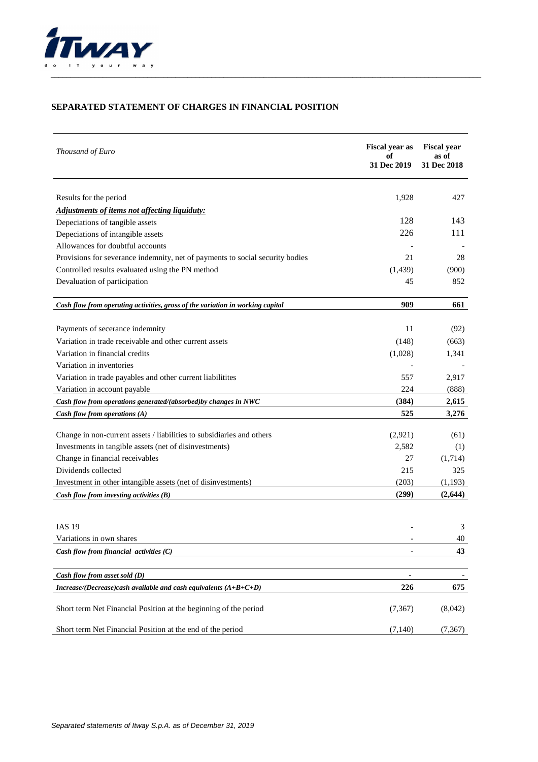## SEPARATED STATEMENT OF CHARGES IN FINANCIAL POSITION

| *Thousand of Euro* | Fiscal year as of 31 Dec 2019 | Fiscal year as of 31 Dec 2018 |
|---|---|---|
| Results for the period | 1,928 | 427 |
| ***Adjustments of items not affecting liquiduty:*** | | |
| Depeciations of tangible assets | 128 | 143 |
| Depeciations of intangible assets | 226 | 111 |
| Allowances for doubtful accounts | - | - |
| Provisions for severance indemnity, net of payments to social security bodies | 21 | 28 |
| Controlled results evaluated using the PN method | (1,439) | (900) |
| Devaluation of participation | 45 | 852 |
| ***Cash flow from operating activities, gross of the variation in working capital*** | **909** | **661** |
| Payments of secerance indemnity | 11 | (92) |
| Variation in trade receivable and other current assets | (148) | (663) |
| Variation in financial credits | (1,028) | 1,341 |
| Variation in inventories | - | - |
| Variation in trade payables and other current liabilitites | 557 | 2,917 |
| Variation in account payable | 224 | (888) |
| ***Cash flow from operations generated/(absorbed)by changes in NWC*** | **(384)** | **2,615** |
| ***Cash flow from operations (A)*** | **525** | **3,276** |
| Change in non-current assets / liabilities to subsidiaries and others | (2,921) | (61) |
| Investments in tangible assets (net of disinvestments) | 2,582 | (1) |
| Change in financial receivables | 27 | (1,714) |
| Dividends collected | 215 | 325 |
| Investment in other intangible assets (net of disinvestments) | (203) | (1,193) |
| ***Cash flow from investing activities (B)*** | **(299)** | **(2,644)** |
| IAS 19 | - | 3 |
| Variations in own shares | - | 40 |
| ***Cash flow from financial activities (C)*** | **-** | **43** |
| ***Cash flow from asset sold (D)*** | **-** | **-** |
| ***Increase/(Decrease)cash available and cash equivalents (A+B+C+D)*** | **226** | **675** |
| Short term Net Financial Position at the beginning of the period | (7,367) | (8,042) |
| Short term Net Financial Position at the end of the period | (7,140) | (7,367) |